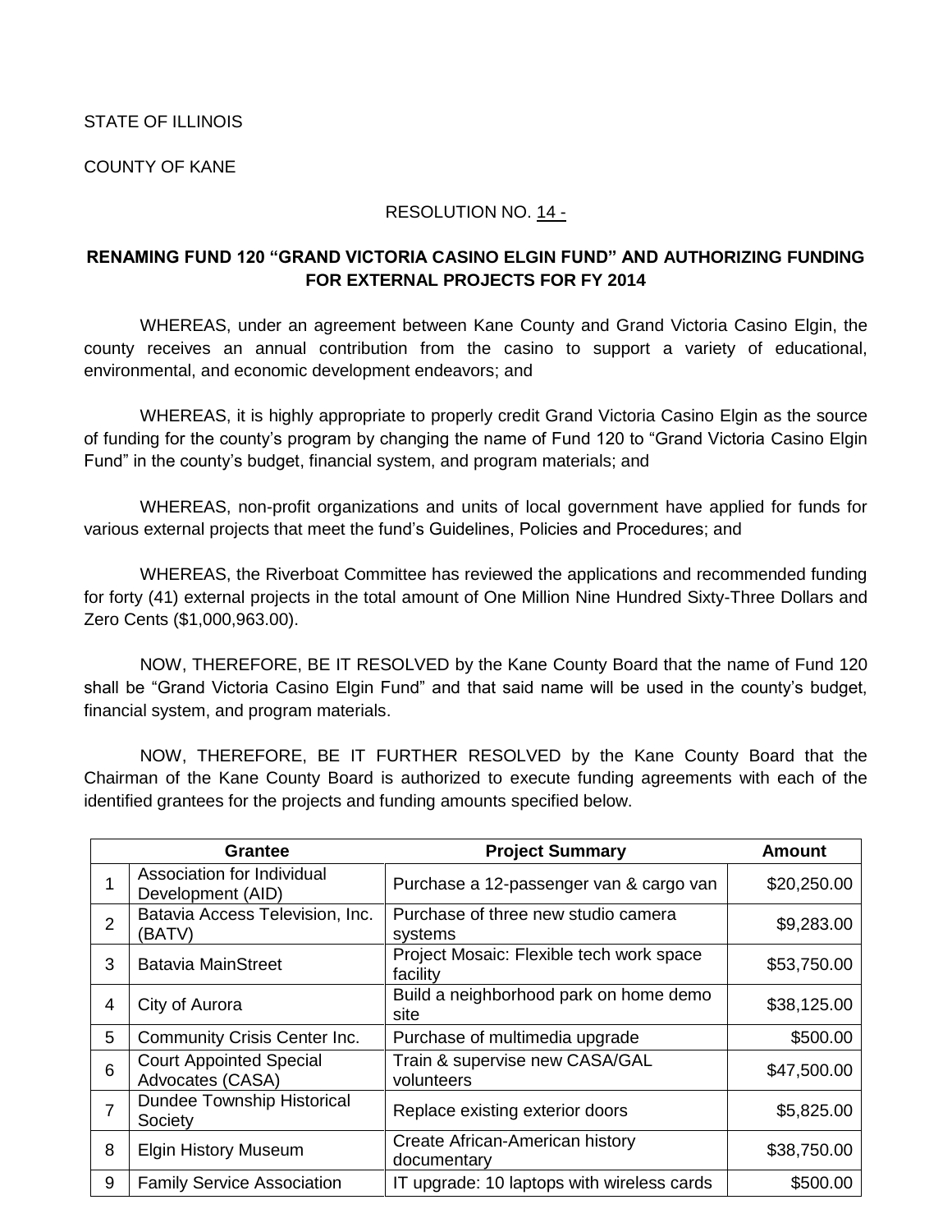STATE OF ILLINOIS

COUNTY OF KANE

RESOLUTION NO. 14 -

**RENAMING FUND 120 "GRAND VICTORIA CASINO ELGIN FUND" AND AUTHORIZING FUNDING FOR EXTERNAL PROJECTS FOR FY 2014**

WHEREAS, under an agreement between Kane County and Grand Victoria Casino Elgin, the county receives an annual contribution from the casino to support a variety of educational, environmental, and economic development endeavors; and

WHEREAS, it is highly appropriate to properly credit Grand Victoria Casino Elgin as the source of funding for the county's program by changing the name of Fund 120 to "Grand Victoria Casino Elgin Fund" in the county's budget, financial system, and program materials; and

WHEREAS, non-profit organizations and units of local government have applied for funds for various external projects that meet the fund's Guidelines, Policies and Procedures; and

WHEREAS, the Riverboat Committee has reviewed the applications and recommended funding for forty (41) external projects in the total amount of One Million Nine Hundred Sixty-Three Dollars and Zero Cents ($1,000,963.00).

NOW, THEREFORE, BE IT RESOLVED by the Kane County Board that the name of Fund 120 shall be "Grand Victoria Casino Elgin Fund" and that said name will be used in the county's budget, financial system, and program materials.

NOW, THEREFORE, BE IT FURTHER RESOLVED by the Kane County Board that the Chairman of the Kane County Board is authorized to execute funding agreements with each of the identified grantees for the projects and funding amounts specified below.

| | Grantee | Project Summary | Amount |
|---|---|---|---|
| 1 | Association for Individual Development (AID) | Purchase a 12-passenger van & cargo van | $20,250.00 |
| 2 | Batavia Access Television, Inc. (BATV) | Purchase of three new studio camera systems | $9,283.00 |
| 3 | Batavia MainStreet | Project Mosaic: Flexible tech work space facility | $53,750.00 |
| 4 | City of Aurora | Build a neighborhood park on home demo site | $38,125.00 |
| 5 | Community Crisis Center Inc. | Purchase of multimedia upgrade | $500.00 |
| 6 | Court Appointed Special Advocates (CASA) | Train & supervise new CASA/GAL volunteers | $47,500.00 |
| 7 | Dundee Township Historical Society | Replace existing exterior doors | $5,825.00 |
| 8 | Elgin History Museum | Create African-American history documentary | $38,750.00 |
| 9 | Family Service Association | IT upgrade: 10 laptops with wireless cards | $500.00 |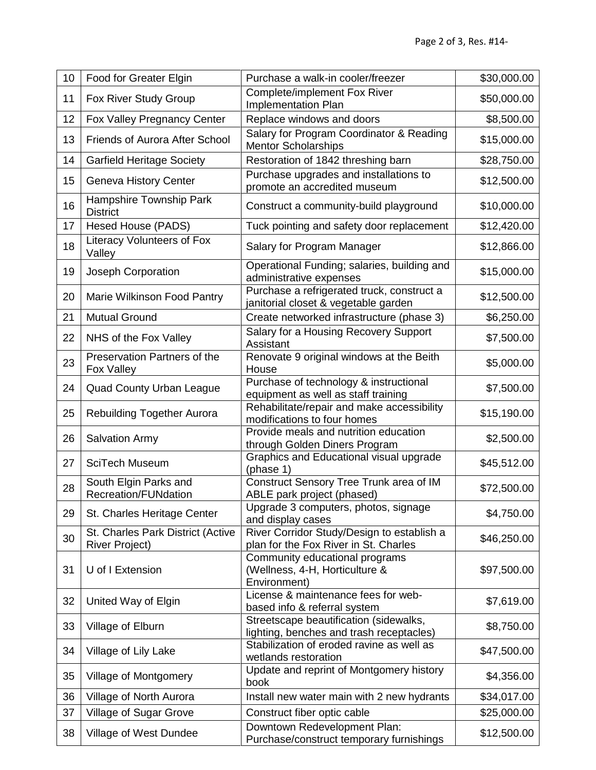| 10 | Food for Greater Elgin | Purchase a walk-in cooler/freezer | $30,000.00 |
|---|---|---|---|
| 11 | Fox River Study Group | Complete/implement Fox River Implementation Plan | $50,000.00 |
| 12 | Fox Valley Pregnancy Center | Replace windows and doors | $8,500.00 |
| 13 | Friends of Aurora After School | Salary for Program Coordinator & Reading Mentor Scholarships | $15,000.00 |
| 14 | Garfield Heritage Society | Restoration of 1842 threshing barn | $28,750.00 |
| 15 | Geneva History Center | Purchase upgrades and installations to promote an accredited museum | $12,500.00 |
| 16 | Hampshire Township Park District | Construct a community-build playground | $10,000.00 |
| 17 | Hesed House (PADS) | Tuck pointing and safety door replacement | $12,420.00 |
| 18 | Literacy Volunteers of Fox Valley | Salary for Program Manager | $12,866.00 |
| 19 | Joseph Corporation | Operational Funding; salaries, building and administrative expenses | $15,000.00 |
| 20 | Marie Wilkinson Food Pantry | Purchase a refrigerated truck, construct a janitorial closet & vegetable garden | $12,500.00 |
| 21 | Mutual Ground | Create networked infrastructure (phase 3) | $6,250.00 |
| 22 | NHS of the Fox Valley | Salary for a Housing Recovery Support Assistant | $7,500.00 |
| 23 | Preservation Partners of the Fox Valley | Renovate 9 original windows at the Beith House | $5,000.00 |
| 24 | Quad County Urban League | Purchase of technology & instructional equipment as well as staff training | $7,500.00 |
| 25 | Rebuilding Together Aurora | Rehabilitate/repair and make accessibility modifications to four homes | $15,190.00 |
| 26 | Salvation Army | Provide meals and nutrition education through Golden Diners Program | $2,500.00 |
| 27 | SciTech Museum | Graphics and Educational visual upgrade (phase 1) | $45,512.00 |
| 28 | South Elgin Parks and Recreation/FUNdation | Construct Sensory Tree Trunk area of IM ABLE park project (phased) | $72,500.00 |
| 29 | St. Charles Heritage Center | Upgrade 3 computers, photos, signage and display cases | $4,750.00 |
| 30 | St. Charles Park District (Active River Project) | River Corridor Study/Design to establish a plan for the Fox River in St. Charles | $46,250.00 |
| 31 | U of I Extension | Community educational programs (Wellness, 4-H, Horticulture & Environment) | $97,500.00 |
| 32 | United Way of Elgin | License & maintenance fees for web-based info & referral system | $7,619.00 |
| 33 | Village of Elburn | Streetscape beautification (sidewalks, lighting, benches and trash receptacles) | $8,750.00 |
| 34 | Village of Lily Lake | Stabilization of eroded ravine as well as wetlands restoration | $47,500.00 |
| 35 | Village of Montgomery | Update and reprint of Montgomery history book | $4,356.00 |
| 36 | Village of North Aurora | Install new water main with 2 new hydrants | $34,017.00 |
| 37 | Village of Sugar Grove | Construct fiber optic cable | $25,000.00 |
| 38 | Village of West Dundee | Downtown Redevelopment Plan: Purchase/construct temporary furnishings | $12,500.00 |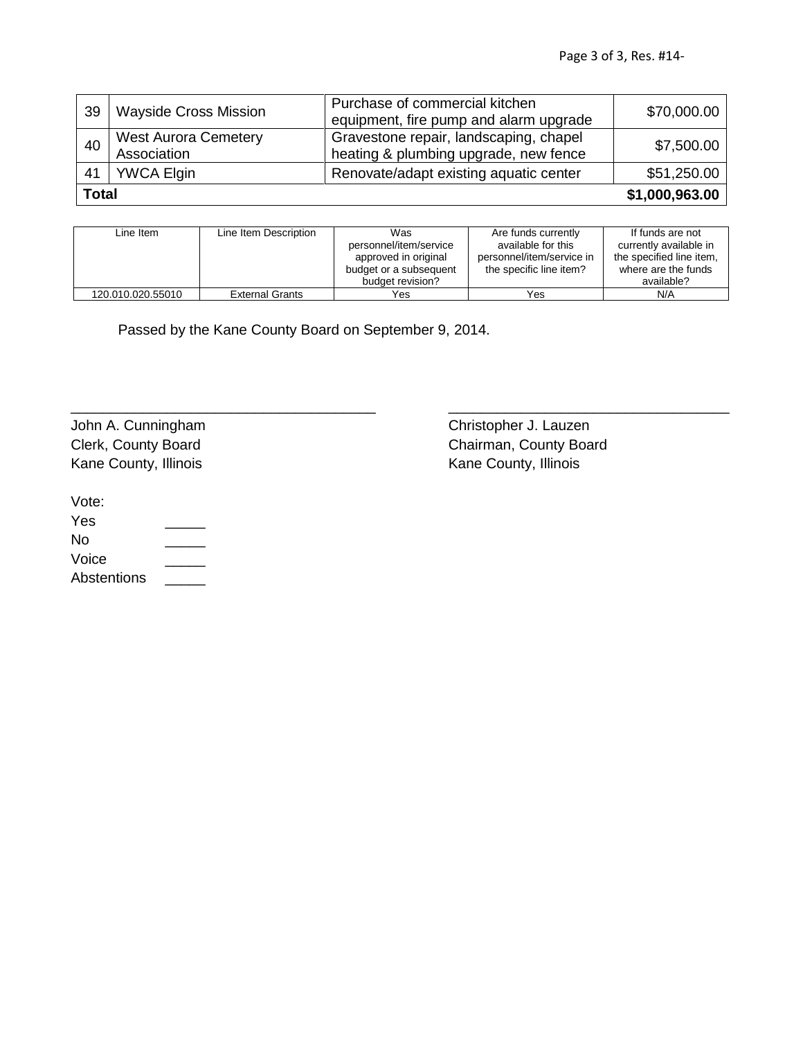| | | | |
|---|---|---|---|
| 39 | Wayside Cross Mission | Purchase of commercial kitchen equipment, fire pump and alarm upgrade | $70,000.00 |
| 40 | West Aurora Cemetery Association | Gravestone repair, landscaping, chapel heating & plumbing upgrade, new fence | $7,500.00 |
| 41 | YWCA Elgin | Renovate/adapt existing aquatic center | $51,250.00 |
| **Total** | | | **$1,000,963.00** |

| Line Item | Line Item Description | Was personnel/item/service approved in original budget or a subsequent budget revision? | Are funds currently available for this personnel/item/service in the specific line item? | If funds are not currently available in the specified line item, where are the funds available? |
|---|---|---|---|---|
| 120.010.020.55010 | External Grants | Yes | Yes | N/A |

Passed by the Kane County Board on September 9, 2014.

_____________________________________
John A. Cunningham
Clerk, County Board
Kane County, Illinois

_____________________________________
Christopher J. Lauzen
Chairman, County Board
Kane County, Illinois

Vote:
Yes _____
No _____
Voice _____
Abstentions _____